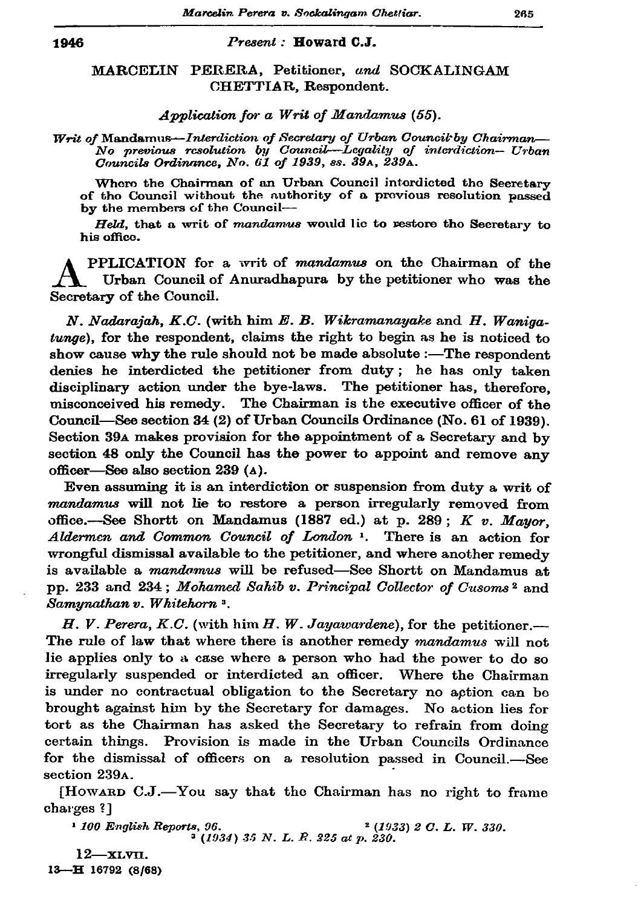1946

*Present :* **Howard C.J.**

MARCELIN PERERA, Petitioner, *and* SOCKALINGAM CHETTIAR, Respondent.

*Application for a Writ of Mandamus (55).*

*Writ of* Mandamus—*Interdiction of Secretary of Urban Council by Chairman—No previous resolution by Council—Legality of interdiction—Urban Councils Ordinance, No. 61 of 1939, ss. 39A, 239A.*

Where the Chairman of an Urban Council interdicted the Secretary of the Council without the authority of a previous resolution passed by the members of the Council—

*Held,* that a writ of *mandamus* would lie to restore the Secretary to his office.

APPLICATION for a writ of *mandamus* on the Chairman of the Urban Council of Anuradhapura by the petitioner who was the Secretary of the Council.

*N. Nadarajah, K.C.* (with him *E. B. Wikramanayake* and *H. Wanigatunge*), for the respondent, claims the right to begin as he is noticed to show cause why the rule should not be made absolute :—The respondent denies he interdicted the petitioner from duty ; he has only taken disciplinary action under the bye-laws. The petitioner has, therefore, misconceived his remedy. The Chairman is the executive officer of the Council—See section 34 (2) of Urban Councils Ordinance (No. 61 of 1939). Section 39A makes provision for the appointment of a Secretary and by section 48 only the Council has the power to appoint and remove any officer—See also section 239 (A).

Even assuming it is an interdiction or suspension from duty a writ of *mandamus* will not lie to restore a person irregularly removed from office.—See Shortt on Mandamus (1887 ed.) at p. 289 ; *K v. Mayor, Aldermen and Common Council of London* [1]. There is an action for wrongful dismissal available to the petitioner, and where another remedy is available a *mandamus* will be refused—See Shortt on Mandamus at pp. 233 and 234 ; *Mohamed Sahib v. Principal Collector of Cusoms* [2] and *Samynathan v. Whitehorn* [3].

*H. V. Perera, K.C.* (with him *H. W. Jayawardene*), for the petitioner.—The rule of law that where there is another remedy *mandamus* will not lie applies only to a case where a person who had the power to do so irregularly suspended or interdicted an officer. Where the Chairman is under no contractual obligation to the Secretary no action can be brought against him by the Secretary for damages. No action lies for tort as the Chairman has asked the Secretary to refrain from doing certain things. Provision is made in the Urban Councils Ordinance for the dismissal of officers on a resolution passed in Council.—See section 239A.

[HOWARD C.J.—You say that the Chairman has no right to frame charges ?]

[1] *100 English Reports, 96.*

[2] *(1933) 2 C. L. W. 330.*

[3] *(1934) 35 N. L. R. 225 at p. 230.*

12—XLVII.

13—H 16792 (8/68)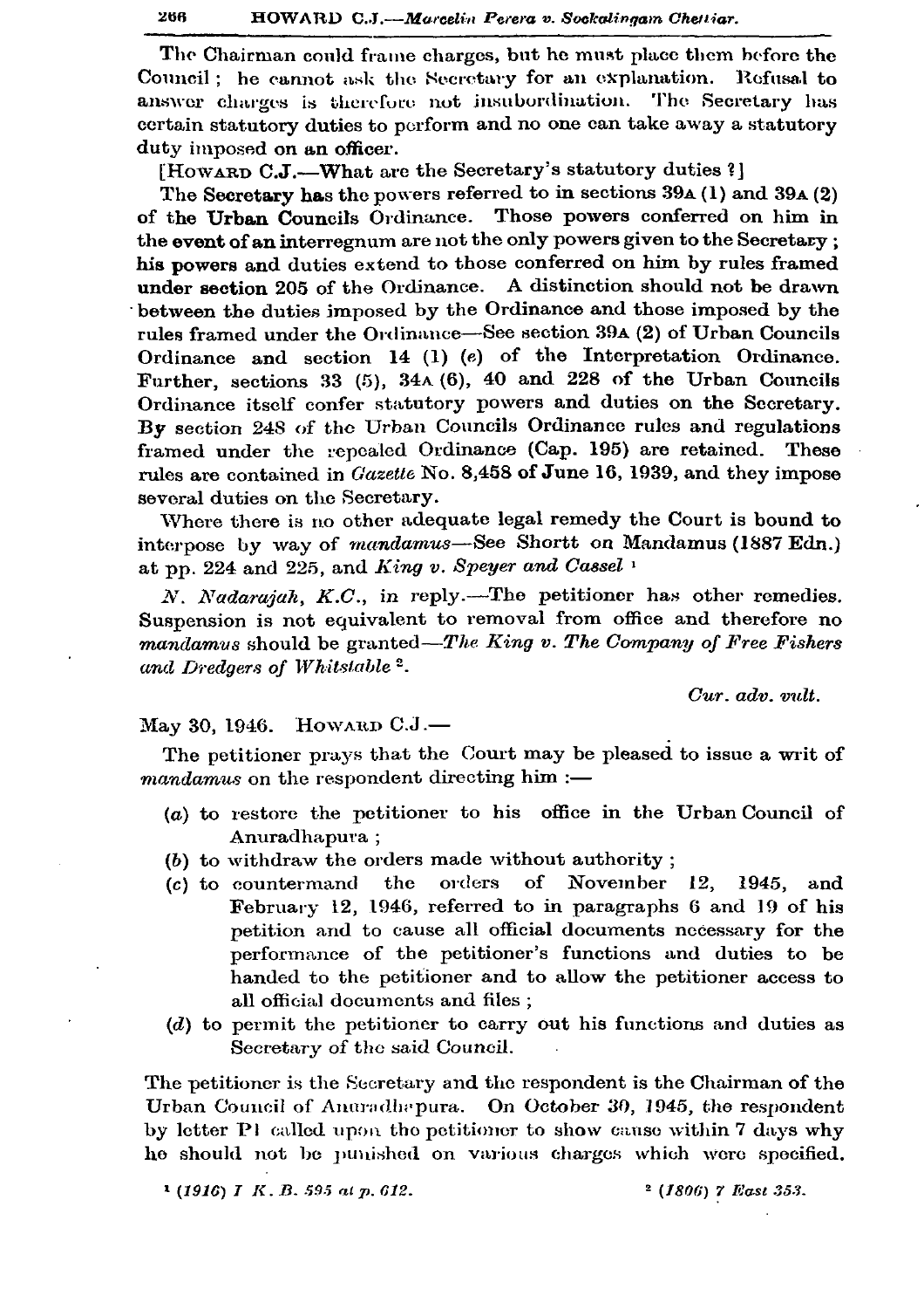The Chairman could frame charges, but he must place them before the Council; he cannot ask the Secretary for an explanation. Refusal to answer charges is therefore not insubordination. The Secretary has certain statutory duties to perform and no one can take away a statutory duty imposed on an officer.

[HOWARD C.J.—What are the Secretary's statutory duties ?]

The Secretary has the powers referred to in sections 39A (1) and 39A (2) of the Urban Councils Ordinance. Those powers conferred on him in the event of an interregnum are not the only powers given to the Secretary; his powers and duties extend to those conferred on him by rules framed under section 205 of the Ordinance. A distinction should not be drawn between the duties imposed by the Ordinance and those imposed by the rules framed under the Ordinance—See section 39A (2) of Urban Councils Ordinance and section 14 (1) (*e*) of the Interpretation Ordinance. Further, sections 33 (5), 34A (6), 40 and 228 of the Urban Councils Ordinance itself confer statutory powers and duties on the Secretary. By section 248 of the Urban Councils Ordinance rules and regulations framed under the repealed Ordinance (Cap. 195) are retained. These rules are contained in *Gazette* No. 8,458 of June 16, 1939, and they impose several duties on the Secretary.

Where there is no other adequate legal remedy the Court is bound to interpose by way of *mandamus*—See Shortt on Mandamus (1887 Edn.) at pp. 224 and 225, and *King v. Speyer and Cassel* [1]

*N. Nadarajah, K.C.*, in reply.—The petitioner has other remedies. Suspension is not equivalent to removal from office and therefore no *mandamus* should be granted—*The King v. The Company of Free Fishers and Dredgers of Whitstable* [2].

*Cur. adv. vult.*

May 30, 1946. HOWARD C.J.—

The petitioner prays that the Court may be pleased to issue a writ of *mandamus* on the respondent directing him :—

(*a*) to restore the petitioner to his office in the Urban Council of Anuradhapura ;

(*b*) to withdraw the orders made without authority ;

(*c*) to countermand the orders of November 12, 1945, and February 12, 1946, referred to in paragraphs 6 and 19 of his petition and to cause all official documents necessary for the performance of the petitioner's functions and duties to be handed to the petitioner and to allow the petitioner access to all official documents and files ;

(*d*) to permit the petitioner to carry out his functions and duties as Secretary of the said Council.

The petitioner is the Secretary and the respondent is the Chairman of the Urban Council of Anuradhapura. On October 30, 1945, the respondent by letter P1 called upon the petitioner to show cause within 7 days why he should not be punished on various charges which were specified.

[1] *(1916) 1 K. B. 595 at p. 612.*

[2] *(1806) 7 East 353.*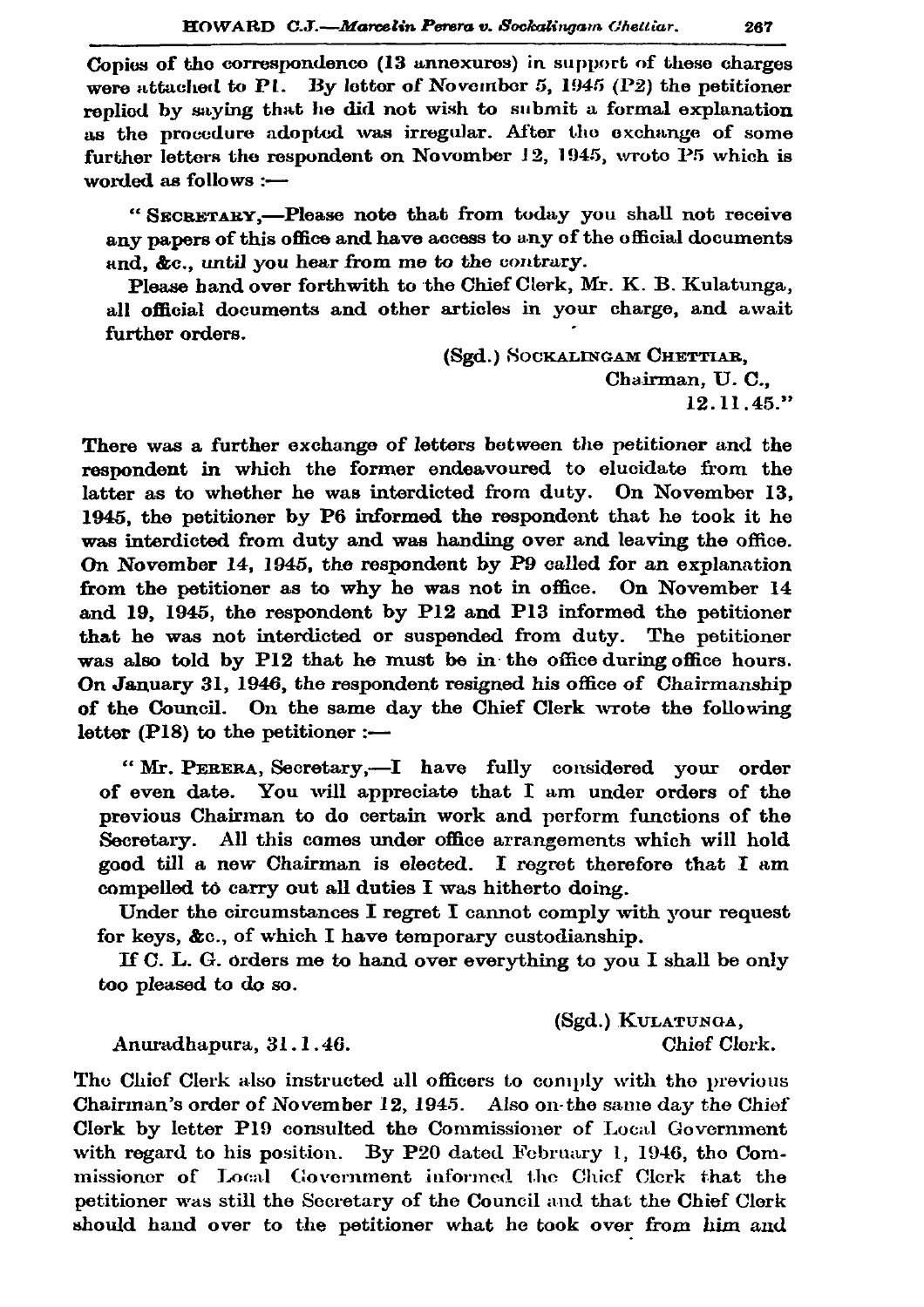Copies of the correspondence (13 annexures) in support of these charges were attached to P1. By letter of November 5, 1945 (P2) the petitioner replied by saying that he did not wish to submit a formal explanation as the procedure adopted was irregular. After the exchange of some further letters the respondent on November 12, 1945, wrote P5 which is worded as follows :—

> " SECRETARY,—Please note that from today you shall not receive any papers of this office and have access to any of the official documents and, &c., *until* you hear from me to the contrary.
>
> Please hand over forthwith to the Chief Clerk, Mr. K. B. Kulatunga, all official documents and other articles in your charge, and await further orders.
>
> (Sgd.) SOCKALINGAM CHETTIAR,
> Chairman, U. C.,
> 12.11.45."

There was a further exchange of letters between the petitioner and the respondent in which the former endeavoured to elucidate from the latter as to whether he was interdicted from duty. On November 13, 1945, the petitioner by P6 informed the respondent that he took it he was interdicted from duty and was handing over and leaving the office. On November 14, 1945, the respondent by P9 called for an explanation from the petitioner as to why he was not in office. On November 14 and 19, 1945, the respondent by P12 and P13 informed the petitioner that he was not interdicted or suspended from duty. The petitioner was also told by P12 that he must be in the office during office hours. On January 31, 1946, the respondent resigned his office of Chairmanship of the Council. On the same day the Chief Clerk wrote the following letter (P18) to the petitioner :—

> " Mr. PERERA, Secretary,—I have fully considered your order of even date. You will appreciate that I am under orders of the previous Chairman to do certain work and perform functions of the Secretary. All this comes under office arrangements which will hold good till a new Chairman is elected. I regret therefore that I am compelled to carry out all duties I was hitherto doing.
>
> Under the circumstances I regret I cannot comply with your request for keys, &c., of which I have temporary custodianship.
>
> If C. L. G. orders me to hand over everything to you I shall be only too pleased to do so.
>
> (Sgd.) KULATUNGA,
> Chief Clerk.
>
> Anuradhapura, 31.1.46.

The Chief Clerk also instructed all officers to comply with the previous Chairman's order of November 12, 1945. Also on the same day the Chief Clerk by letter P19 consulted the Commissioner of Local Government with regard to his position. By P20 dated February 1, 1946, the Commissioner of Local Government informed the Chief Clerk that the petitioner was still the Secretary of the Council and that the Chief Clerk should hand over to the petitioner what he took over from him and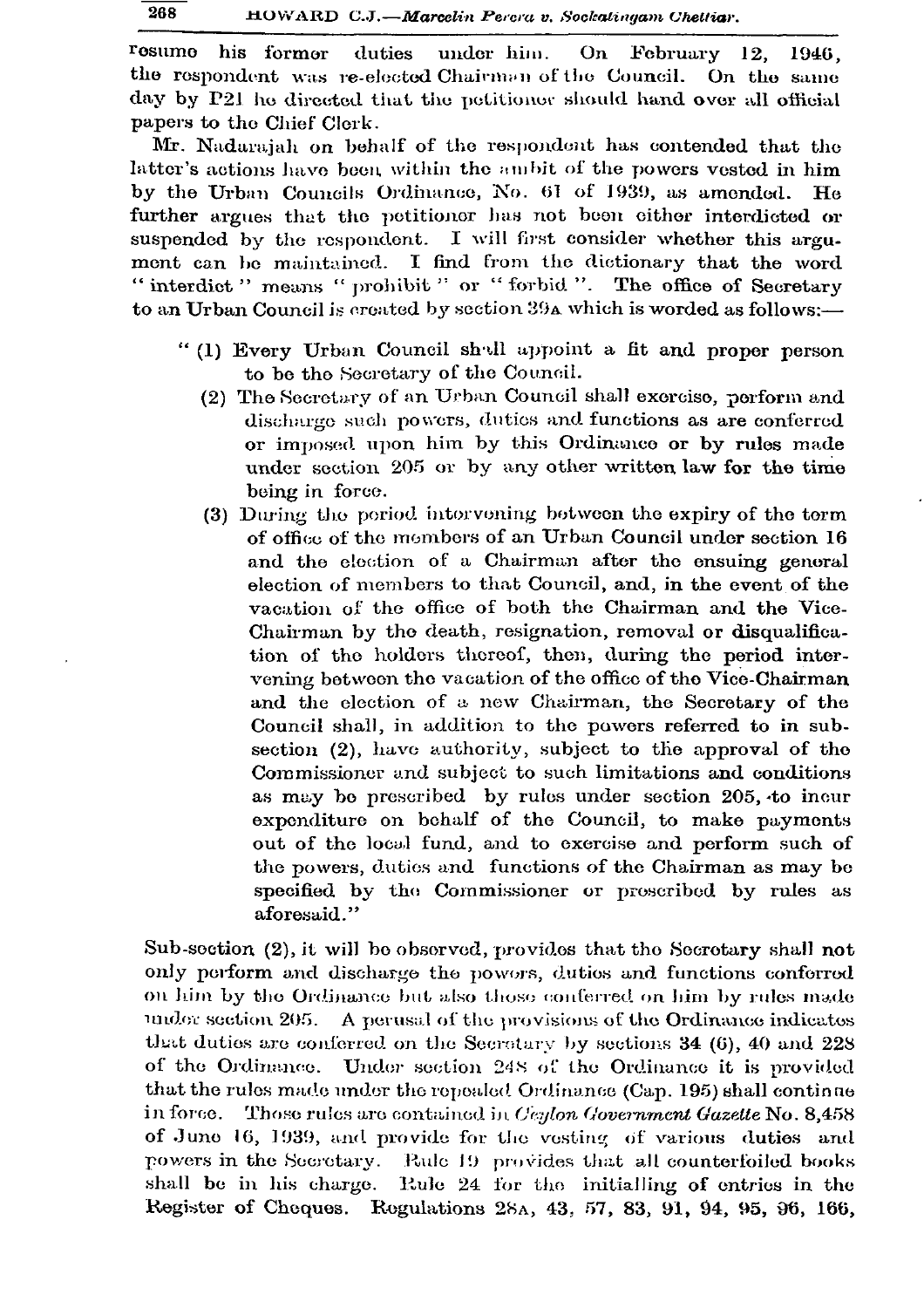resume his former duties under him. On February 12, 1946, the respondent was re-elected Chairman of the Council. On the same day by P21 he directed that the petitioner should hand over all official papers to the Chief Clerk.

Mr. Nadarajah on behalf of the respondent has contended that the latter's actions have been within the ambit of the powers vested in him by the Urban Councils Ordinance, No. 61 of 1939, as amended. He further argues that the petitioner has not been either interdicted or suspended by the respondent. I will first consider whether this argument can be maintained. I find from the dictionary that the word "interdict" means "prohibit" or "forbid". The office of Secretary to an Urban Council is created by section 39A which is worded as follows:—

> "(1) Every Urban Council shall appoint a fit and proper person to be the Secretary of the Council.
>
> (2) The Secretary of an Urban Council shall exercise, perform and discharge such powers, duties and functions as are conferred or imposed upon him by this Ordinance or by rules made under section 205 or by any other written law for the time being in force.
>
> (3) During the period intervening between the expiry of the term of office of the members of an Urban Council under section 16 and the election of a Chairman after the ensuing general election of members to that Council, and, in the event of the vacation of the office of both the Chairman and the Vice-Chairman by the death, resignation, removal or disqualification of the holders thereof, then, during the period intervening between the vacation of the office of the Vice-Chairman and the election of a new Chairman, the Secretary of the Council shall, in addition to the powers referred to in sub-section (2), have authority, subject to the approval of the Commissioner and subject to such limitations and conditions as may be prescribed by rules under section 205, to incur expenditure on behalf of the Council, to make payments out of the local fund, and to exercise and perform such of the powers, duties and functions of the Chairman as may be specified by the Commissioner or prescribed by rules as aforesaid."

Sub-section (2), it will be observed, provides that the Secretary shall not only perform and discharge the powers, duties and functions conferred on him by the Ordinance but also those conferred on him by rules made under section 205. A perusal of the provisions of the Ordinance indicates that duties are conferred on the Secretary by sections 34 (6), 40 and 228 of the Ordinance. Under section 248 of the Ordinance it is provided that the rules made under the repealed Ordinance (Cap. 195) shall continue in force. Those rules are contained in *Ceylon Government Gazette* No. 8,458 of June 16, 1939, and provide for the vesting of various duties and powers in the Secretary. Rule 19 provides that all counterfoiled books shall be in his charge. Rule 24 for the initialling of entries in the Register of Cheques. Regulations 28A, 43, 57, 83, 91, 94, 95, 96, 166,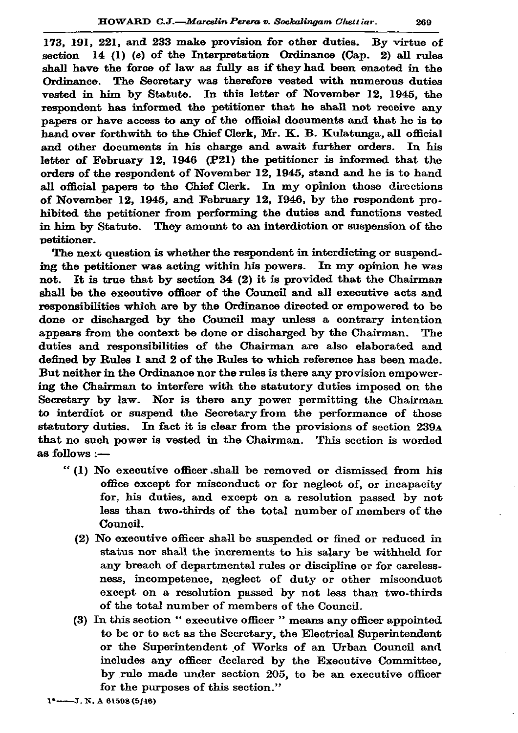173, 191, 221, and 233 make provision for other duties. By virtue of section 14 (1) (e) of the Interpretation Ordinance (Cap. 2) all rules shall have the force of law as fully as if they had been enacted in the Ordinance. The Secretary was therefore vested with numerous duties vested in him by Statute. In this letter of November 12, 1945, the respondent has informed the petitioner that he shall not receive any papers or have access to any of the official documents and that he is to hand over forthwith to the Chief Clerk, Mr. K. B. Kulatunga, all official and other documents in his charge and await further orders. In his letter of February 12, 1946 (P21) the petitioner is informed that the orders of the respondent of November 12, 1945, stand and he is to hand all official papers to the Chief Clerk. In my opinion those directions of November 12, 1945, and February 12, 1946, by the respondent prohibited the petitioner from performing the duties and functions vested in him by Statute. They amount to an interdiction or suspension of the petitioner.

The next question is whether the respondent in interdicting or suspending the petitioner was acting within his powers. In my opinion he was not. It is true that by section 34 (2) it is provided that the Chairman shall be the executive officer of the Council and all executive acts and responsibilities which are by the Ordinance directed or empowered to be done or discharged by the Council may unless a contrary intention appears from the context be done or discharged by the Chairman. The duties and responsibilities of the Chairman are also elaborated and defined by Rules 1 and 2 of the Rules to which reference has been made. But neither in the Ordinance nor the rules is there any provision empowering the Chairman to interfere with the statutory duties imposed on the Secretary by law. Nor is there any power permitting the Chairman to interdict or suspend the Secretary from the performance of those statutory duties. In fact it is clear from the provisions of section 239A that no such power is vested in the Chairman. This section is worded as follows :—

> " (1) No executive officer shall be removed or dismissed from his office except for misconduct or for neglect of, or incapacity for, his duties, and except on a resolution passed by not less than two-thirds of the total number of members of the Council.
>
> (2) No executive officer shall be suspended or fined or reduced in status nor shall the increments to his salary be withheld for any breach of departmental rules or discipline or for carelessness, incompetence, neglect of duty or other misconduct except on a resolution passed by not less than two-thirds of the total number of members of the Council.
>
> (3) In this section " executive officer " means any officer appointed to be or to act as the Secretary, the Electrical Superintendent or the Superintendent of Works of an Urban Council and includes any officer declared by the Executive Committee, by rule made under section 205, to be an executive officer for the purposes of this section."

1*——J. N. A 61598 (5/46)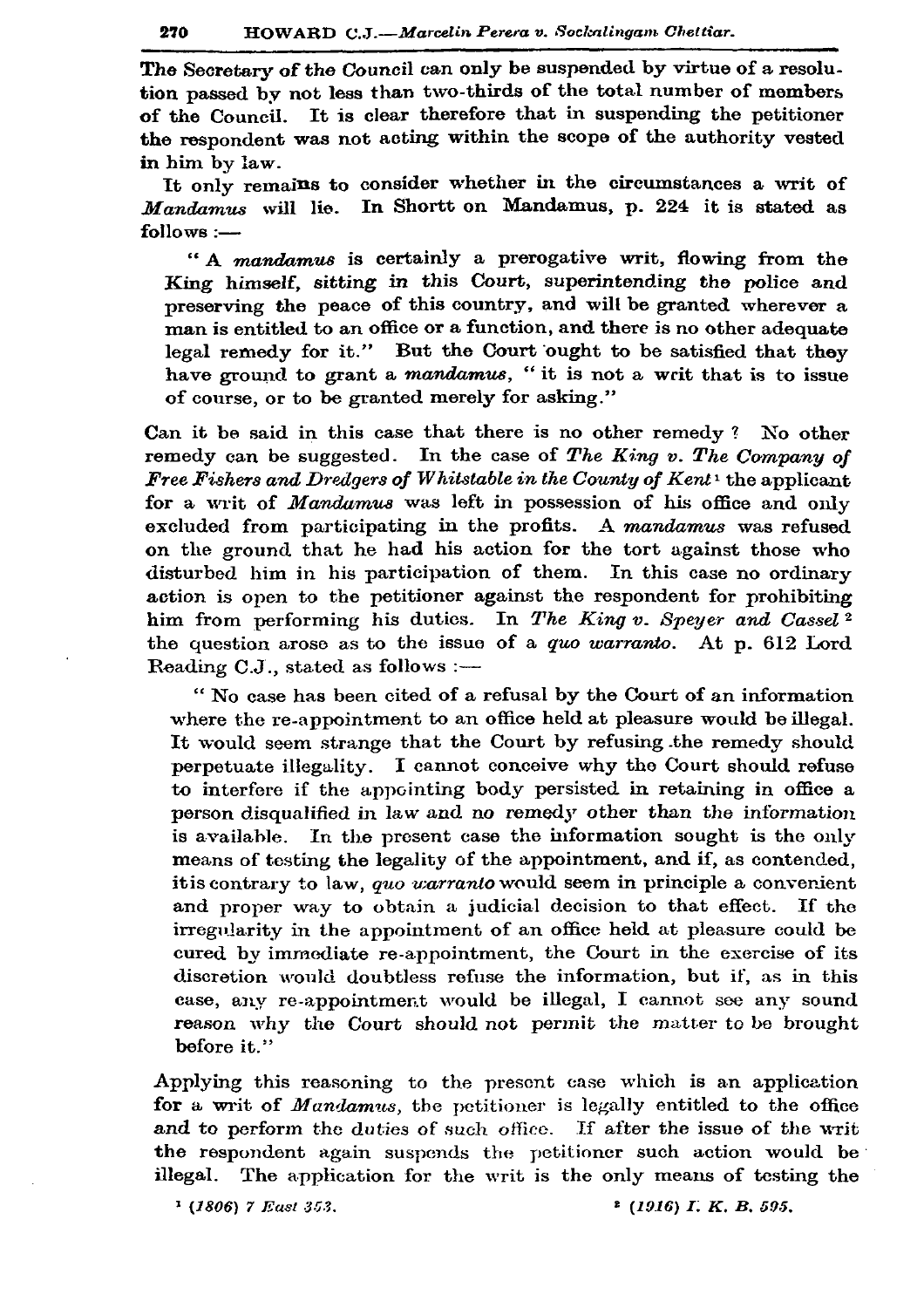The Secretary of the Council can only be suspended by virtue of a resolution passed by not less than two-thirds of the total number of members of the Council. It is clear therefore that in suspending the petitioner the respondent was not acting within the scope of the authority vested in him by law.

It only remains to consider whether in the circumstances a writ of *Mandamus* will lie. In Shortt on Mandamus, p. 224 it is stated as follows :—

> " A *mandamus* is certainly a prerogative writ, flowing from the King himself, sitting in this Court, superintending the police and preserving the peace of this country, and will be granted wherever a man is entitled to an office or a function, and there is no other adequate legal remedy for it." But the Court ought to be satisfied that they have ground to grant a *mandamus*, " it is not a writ that is to issue of course, or to be granted merely for asking."

Can it be said in this case that there is no other remedy ? No other remedy can be suggested. In the case of *The King v. The Company of Free Fishers and Dredgers of Whitstable in the County of Kent*[1] the applicant for a writ of *Mandamus* was left in possession of his office and only excluded from participating in the profits. A *mandamus* was refused on the ground that he had his action for the tort against those who disturbed him in his participation of them. In this case no ordinary action is open to the petitioner against the respondent for prohibiting him from performing his duties. In *The King v. Speyer and Cassel*[2] the question arose as to the issue of a *quo warranto*. At p. 612 Lord Reading C.J., stated as follows :—

> " No case has been cited of a refusal by the Court of an information where the re-appointment to an office held at pleasure would be illegal. It would seem strange that the Court by refusing the remedy should perpetuate illegality. I cannot conceive why the Court should refuse to interfere if the appointing body persisted in retaining in office a person disqualified in law and no remedy other than the information is available. In the present case the information sought is the only means of testing the legality of the appointment, and if, as contended, it is contrary to law, *quo warranto* would seem in principle a convenient and proper way to obtain a judicial decision to that effect. If the irregularity in the appointment of an office held at pleasure could be cured by immediate re-appointment, the Court in the exercise of its discretion would doubtless refuse the information, but if, as in this case, any re-appointment would be illegal, I cannot see any sound reason why the Court should not permit the matter to be brought before it."

Applying this reasoning to the present case which is an application for a writ of *Mandamus*, the petitioner is legally entitled to the office and to perform the duties of such office. If after the issue of the writ the respondent again suspends the petitioner such action would be illegal. The application for the writ is the only means of testing the

[1] *(1806) 7 East 353.*

[2] *(1916) I. K. B. 595.*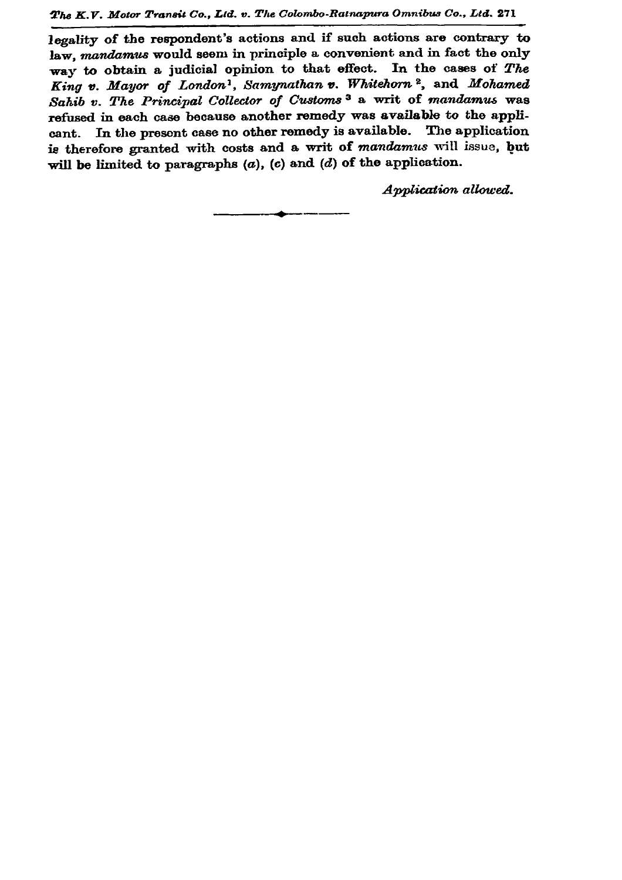legality of the respondent's actions and if such actions are contrary to law, *mandamus* would seem in principle a convenient and in fact the only way to obtain a judicial opinion to that effect. In the cases of *The King v. Mayor of London*[1], *Samynathan v. Whitehorn*[2], and *Mohamed Sahib v. The Principal Collector of Customs*[3] a writ of *mandamus* was refused in each case because another remedy was available to the applicant. In the present case no other remedy is available. The application is therefore granted with costs and a writ of *mandamus* will issue, but will be limited to paragraphs (*a*), (*c*) and (*d*) of the application.

*Application allowed.*